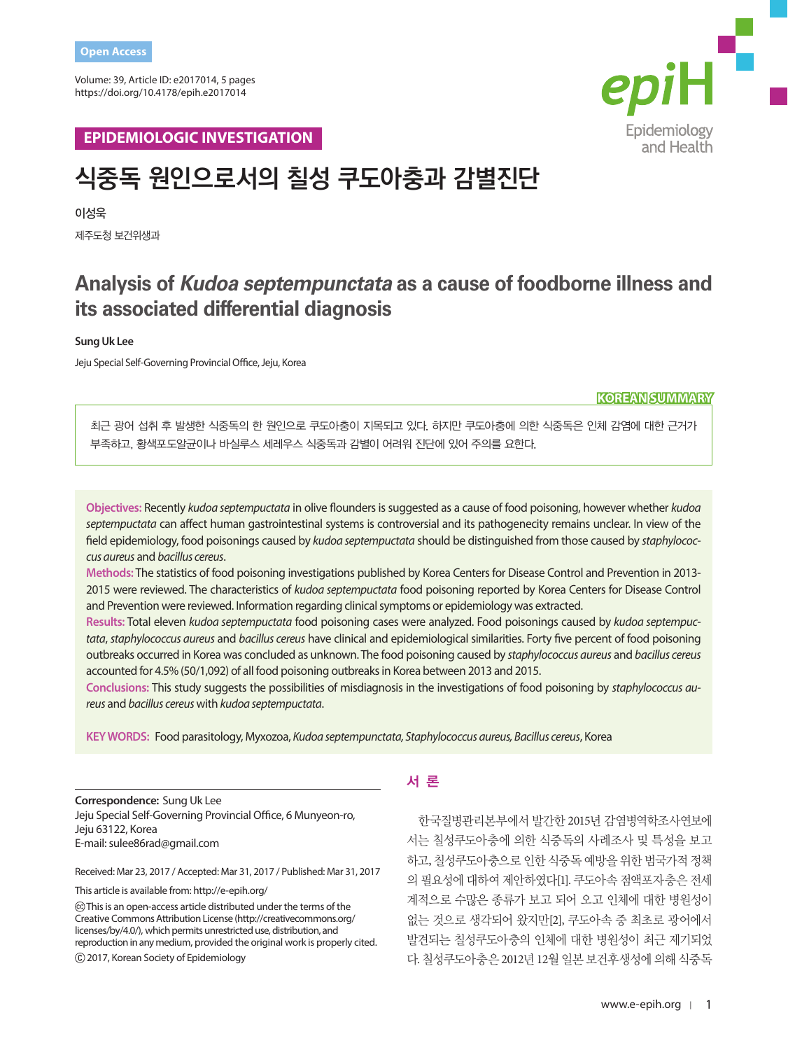Open Access

Volume: 39, Article ID: e2017014, 5 pages
https://doi.org/10.4178/epih.e2017014

EPIDEMIOLOGIC INVESTIGATION

# 식중독 원인으로서의 칠성 쿠도아충과 감별진단

이성욱

제주도청 보건위생과

# Analysis of *Kudoa septempunctata* as a cause of foodborne illness and its associated differential diagnosis

**Sung Uk Lee**

Jeju Special Self-Governing Provincial Office, Jeju, Korea

**KOREAN SUMMARY**

최근 광어 섭취 후 발생한 식중독의 한 원인으로 쿠도아충이 지목되고 있다. 하지만 쿠도아충에 의한 식중독은 인체 감염에 대한 근거가 부족하고, 황색포도알균이나 바실루스 세레우스 식중독과 감별이 어려워 진단에 있어 주의를 요한다.

**Objectives:** Recently *kudoa septempuctata* in olive flounders is suggested as a cause of food poisoning, however whether *kudoa septempuctata* can affect human gastrointestinal systems is controversial and its pathogenecity remains unclear. In view of the field epidemiology, food poisonings caused by *kudoa septempuctata* should be distinguished from those caused by *staphylococcus aureus* and *bacillus cereus*.

**Methods:** The statistics of food poisoning investigations published by Korea Centers for Disease Control and Prevention in 2013-2015 were reviewed. The characteristics of *kudoa septempuctata* food poisoning reported by Korea Centers for Disease Control and Prevention were reviewed. Information regarding clinical symptoms or epidemiology was extracted.

**Results:** Total eleven *kudoa septempuctata* food poisoning cases were analyzed. Food poisonings caused by *kudoa septempuctata*, *staphylococcus aureus* and *bacillus cereus* have clinical and epidemiological similarities. Forty five percent of food poisoning outbreaks occurred in Korea was concluded as unknown. The food poisoning caused by *staphylococcus aureus* and *bacillus cereus* accounted for 4.5% (50/1,092) of all food poisoning outbreaks in Korea between 2013 and 2015.

**Conclusions:** This study suggests the possibilities of misdiagnosis in the investigations of food poisoning by *staphylococcus aureus* and *bacillus cereus* with *kudoa septempuctata*.

**KEY WORDS:** Food parasitology, Myxozoa, *Kudoa septempunctata, Staphylococcus aureus, Bacillus cereus*, Korea

**Correspondence:** Sung Uk Lee
Jeju Special Self-Governing Provincial Office, 6 Munyeon-ro, Jeju 63122, Korea
E-mail: sulee86rad@gmail.com

Received: Mar 23, 2017 / Accepted: Mar 31, 2017 / Published: Mar 31, 2017

This article is available from: http://e-epih.org/

This is an open-access article distributed under the terms of the Creative Commons Attribution License (http://creativecommons.org/licenses/by/4.0/), which permits unrestricted use, distribution, and reproduction in any medium, provided the original work is properly cited.

© 2017, Korean Society of Epidemiology

## 서 론

한국질병관리본부에서 발간한 2015년 감염병역학조사연보에서는 칠성쿠도아충에 의한 식중독의 사례조사 및 특성을 보고하고, 칠성쿠도아충으로 인한 식중독 예방을 위한 범국가적 정책의 필요성에 대하여 제안하였다[1]. 쿠도아속 점액포자충은 전세계적으로 수많은 종류가 보고 되어 오고 인체에 대한 병원성이 없는 것으로 생각되어 왔지만[2], 쿠도아속 중 최초로 광어에서 발견되는 칠성쿠도아충의 인체에 대한 병원성이 최근 제기되었다. 칠성쿠도아충은 2012년 12월 일본 보건후생성에 의해 식중독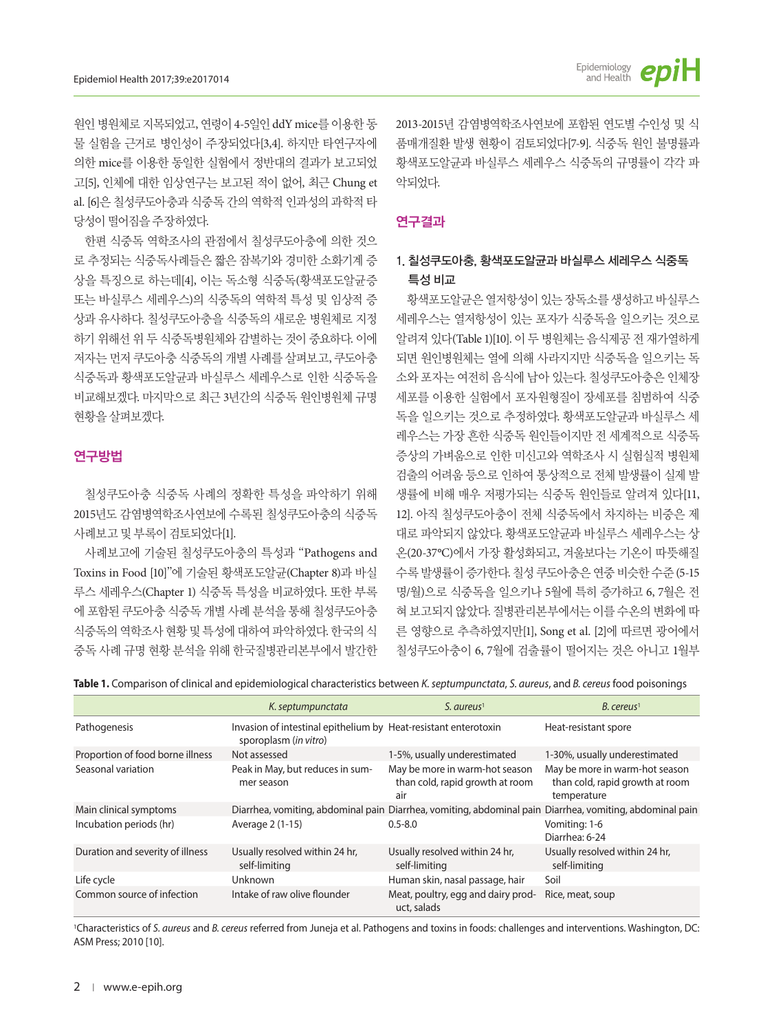원인 병원체로 지목되었고, 연령이 4-5일인 ddY mice를 이용한 동물 실험을 근거로 병인성이 주장되었다[3,4]. 하지만 타연구자에 의한 mice를 이용한 동일한 실험에서 정반대의 결과가 보고되었고[5], 인체에 대한 임상연구는 보고된 적이 없어, 최근 Chung et al. [6]은 칠성쿠도아충과 식중독 간의 역학적 인과성의 과학적 타당성이 떨어짐을 주장하였다.

한편 식중독 역학조사의 관점에서 칠성쿠도아충에 의한 것으로 추정되는 식중독사례들은 짧은 잠복기와 경미한 소화기계 증상을 특징으로 하는데[4], 이는 독소형 식중독(황색포도알균증 또는 바실루스 세레우스)의 식중독의 역학적 특성 및 임상적 증상과 유사하다. 칠성쿠도아충을 식중독의 새로운 병원체로 지정하기 위해선 위 두 식중독병원체와 감별하는 것이 중요하다. 이에 저자는 먼저 쿠도아충 식중독의 개별 사례를 살펴보고, 쿠도아충 식중독과 황색포도알균과 바실루스 세레우스로 인한 식중독을 비교해보겠다. 마지막으로 최근 3년간의 식중독 원인병원체 규명 현황을 살펴보겠다.

## 연구방법

칠성쿠도아충 식중독 사례의 정확한 특성을 파악하기 위해 2015년도 감염병역학조사연보에 수록된 칠성쿠도아충의 식중독 사례보고 및 부록이 검토되었다[1].

사례보고에 기술된 칠성쿠도아충의 특성과 "Pathogens and Toxins in Food [10]"에 기술된 황색포도알균(Chapter 8)과 바실루스 세레우스(Chapter 1) 식중독 특성을 비교하였다. 또한 부록에 포함된 쿠도아충 식중독 개별 사례 분석을 통해 칠성쿠도아충 식중독의 역학조사 현황 및 특성에 대하여 파악하였다. 한국의 식중독 사례 규명 현황 분석을 위해 한국질병관리본부에서 발간한 2013-2015년 감염병역학조사연보에 포함된 연도별 수인성 및 식품매개질환 발생 현황이 검토되었다[7-9]. 식중독 원인 불명률과 황색포도알균과 바실루스 세레우스 식중독의 규명률이 각각 파악되었다.

## 연구결과

### 1. 칠성쿠도아충, 황색포도알균과 바실루스 세레우스 식중독 특성 비교

황색포도알균은 열저항성이 있는 장독소를 생성하고 바실루스 세레우스는 열저항성이 있는 포자가 식중독을 일으키는 것으로 알려져 있다(Table 1)[10]. 이 두 병원체는 음식제공 전 재가열하게 되면 원인병원체는 열에 의해 사라지지만 식중독을 일으키는 독소와 포자는 여전히 음식에 남아 있는다. 칠성쿠도아충은 인체장세포를 이용한 실험에서 포자원형질이 장세포를 침범하여 식중독을 일으키는 것으로 추정하였다. 황색포도알균과 바실루스 세레우스는 가장 흔한 식중독 원인들이지만 전 세계적으로 식중독 증상의 가벼움으로 인한 미신고와 역학조사 시 실험실적 병원체 검출의 어려움 등으로 인하여 통상적으로 전체 발생률이 실제 발생률에 비해 매우 저평가되는 식중독 원인들로 알려져 있다[11, 12]. 아직 칠성쿠도아충이 전체 식중독에서 차지하는 비중은 제대로 파악되지 않았다. 황색포도알균과 바실루스 세레우스는 상온(20-37°C)에서 가장 활성화되고, 겨울보다는 기온이 따뜻해질수록 발생률이 증가한다. 칠성 쿠도아충은 연중 비슷한 수준(5-15명/월)으로 식중독을 일으키나 5월에 특히 증가하고 6, 7월은 전혀 보고되지 않았다. 질병관리본부에서는 이를 수온의 변화에 따른 영향으로 추측하였지만[1], Song et al. [2]에 따르면 광어에서 칠성쿠도아충이 6, 7월에 검출률이 떨어지는 것은 아니고 1월부

**Table 1.** Comparison of clinical and epidemiological characteristics between *K. septumpunctata*, *S. aureus*, and *B. cereus* food poisonings

| | *K. septumpunctata* | *S. aureus*[1] | *B. cereus*[1] |
|---|---|---|---|
| Pathogenesis | Invasion of intestinal epithelium by sporoplasm (*in vitro*) | Heat-resistant enterotoxin | Heat-resistant spore |
| Proportion of food borne illness | Not assessed | 1-5%, usually underestimated | 1-30%, usually underestimated |
| Seasonal variation | Peak in May, but reduces in summer season | May be more in warm-hot season than cold, rapid growth at room air | May be more in warm-hot season than cold, rapid growth at room temperature |
| Main clinical symptoms | Diarrhea, vomiting, abdominal pain | Diarrhea, vomiting, abdominal pain | Diarrhea, vomiting, abdominal pain |
| Incubation periods (hr) | Average 2 (1-15) | 0.5-8.0 | Vomiting: 1-6<br>Diarrhea: 6-24 |
| Duration and severity of illness | Usually resolved within 24 hr, self-limiting | Usually resolved within 24 hr, self-limiting | Usually resolved within 24 hr, self-limiting |
| Life cycle | Unknown | Human skin, nasal passage, hair | Soil |
| Common source of infection | Intake of raw olive flounder | Meat, poultry, egg and dairy product, salads | Rice, meat, soup |

[1]Characteristics of *S. aureus* and *B. cereus* referred from Juneja et al. Pathogens and toxins in foods: challenges and interventions. Washington, DC: ASM Press; 2010 [10].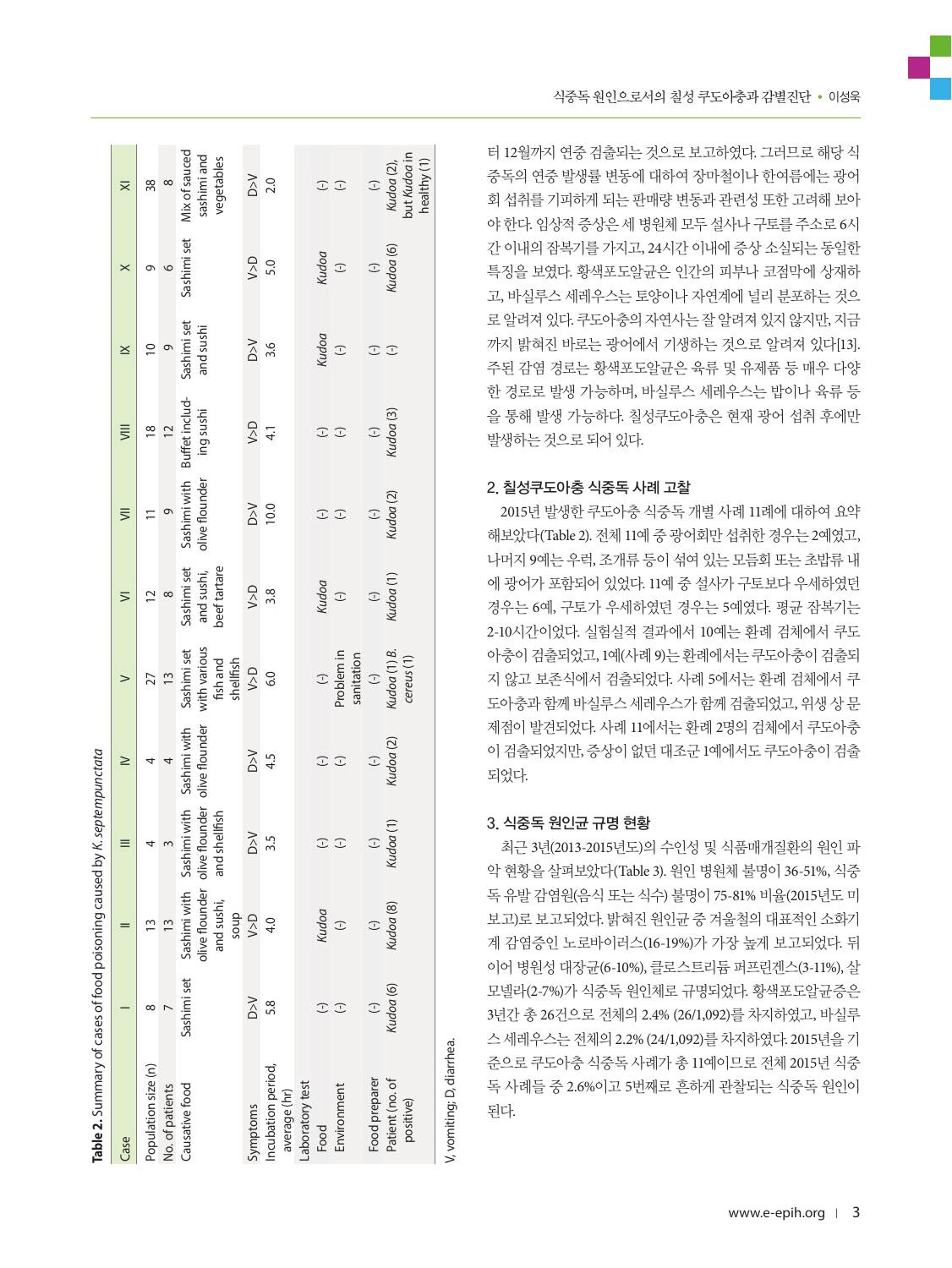**Table 2.** Summary of cases of food poisoning caused by *K. septempunctata*

| Case | I | II | III | IV | V | VI | VII | VIII | IX | X | XI |
|---|---|---|---|---|---|---|---|---|---|---|---|
| Population size (n) | 8 | 13 | 4 | 4 | 27 | 12 | 11 | 18 | 10 | 9 | 38 |
| No. of patients | 7 | 13 | 3 | 4 | 13 | 8 | 9 | 12 | 9 | 6 | 8 |
| Causative food | Sashimi set | Sashimi with olive flounder and sushi, soup | Sashimi with olive flounder and shellfish | Sashimi with olive flounder | Sashimi set with various fish and shellfish | Sashimi set and sushi, beef tartare | Sashimi with olive flounder | Buffet including sushi | Sashimi set and sushi | Sashimi set | Mix of sauced sashimi and vegetables |
| Symptoms | D>V | V>D | D>V | D>V | V>D | V>D | D>V | V>D | D>V | V>D | D>V |
| Incubation period, average (hr) | 5.8 | 4.0 | 3.5 | 4.5 | 6.0 | 3.8 | 10.0 | 4.1 | 3.6 | 5.0 | 2.0 |
| Laboratory test | | | | | | | | | | | |
| Food | (-) | *Kudoa* | (-) | (-) | (-) | *Kudoa* | (-) | (-) | *Kudoa* | *Kudoa* | (-) |
| Environment | (-) | (-) | (-) | (-) | Problem in sanitation | (-) | (-) | (-) | (-) | (-) | (-) |
| Food preparer | (-) | (-) | (-) | (-) | (-) | (-) | (-) | (-) | (-) | (-) | (-) |
| Patient (no. of positive) | *Kudoa* (6) | *Kudoa* (8) | *Kudoa* (1) | *Kudoa* (2) | *Kudoa* (1) *B. cereus* (1) | *Kudoa* (1) | *Kudoa* (2) | *Kudoa* (3) | (-) | *Kudoa* (6) | *Kudoa* (2), but *Kudoa* in healthy (1) |

V, vomiting; D, diarrhea.

터 12월까지 연중 검출되는 것으로 보고하였다. 그러므로 해당 식중독의 연중 발생률 변동에 대하여 장마철이나 한여름에는 광어회 섭취를 기피하게 되는 판매량 변동과 관련성 또한 고려해 보아야 한다. 임상적 증상은 세 병원체 모두 설사나 구토를 주소로 6시간 이내의 잠복기를 가지고, 24시간 이내에 증상 소실되는 동일한 특징을 보였다. 황색포도알균은 인간의 피부나 코점막에 상재하고, 바실루스 세레우스는 토양이나 자연계에 널리 분포하는 것으로 알려져 있다. 쿠도아충의 자연사는 잘 알려져 있지 않지만, 지금까지 밝혀진 바로는 광어에서 기생하는 것으로 알려져 있다[13]. 주된 감염 경로는 황색포도알균은 육류 및 유제품 등 매우 다양한 경로로 발생 가능하며, 바실루스 세레우스는 밥이나 육류 등을 통해 발생 가능하다. 칠성쿠도아충은 현재 광어 섭취 후에만 발생하는 것으로 되어 있다.

## 2. 칠성쿠도아충 식중독 사례 고찰

2015년 발생한 쿠도아충 식중독 개별 사례 11례에 대하여 요약해보았다(Table 2). 전체 11예 중 광어회만 섭취한 경우는 2예였고, 나머지 9예는 우럭, 조개류 등이 섞여 있는 모듬회 또는 초밥류 내에 광어가 포함되어 있었다. 11예 중 설사가 구토보다 우세하였던 경우는 6예, 구토가 우세하였던 경우는 5예였다. 평균 잠복기는 2-10시간이었다. 실험실적 결과에서 10예는 환례 검체에서 쿠도아충이 검출되었고, 1예(사례 9)는 환례에서는 쿠도아충이 검출되지 않고 보존식에서 검출되었다. 사례 5에서는 환례 검체에서 쿠도아충과 함께 바실루스 세레우스가 함께 검출되었고, 위생 상 문제점이 발견되었다. 사례 11에서는 환례 2명의 검체에서 쿠도아충이 검출되었지만, 증상이 없던 대조군 1예에서도 쿠도아충이 검출되었다.

## 3. 식중독 원인균 규명 현황

최근 3년(2013-2015년도)의 수인성 및 식품매개질환의 원인 파악 현황을 살펴보았다(Table 3). 원인 병원체 불명이 36-51%, 식중독 유발 감염원(음식 또는 식수) 불명이 75-81% 비율(2015년도 미보고)로 보고되었다. 밝혀진 원인균 중 겨울철의 대표적인 소화기계 감염증인 노로바이러스(16-19%)가 가장 높게 보고되었다. 뒤이어 병원성 대장균(6-10%), 클로스트리듐 퍼프린겐스(3-11%), 살모넬라(2-7%)가 식중독 원인체로 규명되었다. 황색포도알균증은 3년간 총 26건으로 전체의 2.4% (26/1,092)를 차지하였고, 바실루스 세레우스는 전체의 2.2% (24/1,092)를 차지하였다. 2015년을 기준으로 쿠도아충 식중독 사례가 총 11예이므로 전체 2015년 식중독 사례들 중 2.6%이고 5번째로 흔하게 관찰되는 식중독 원인이 된다.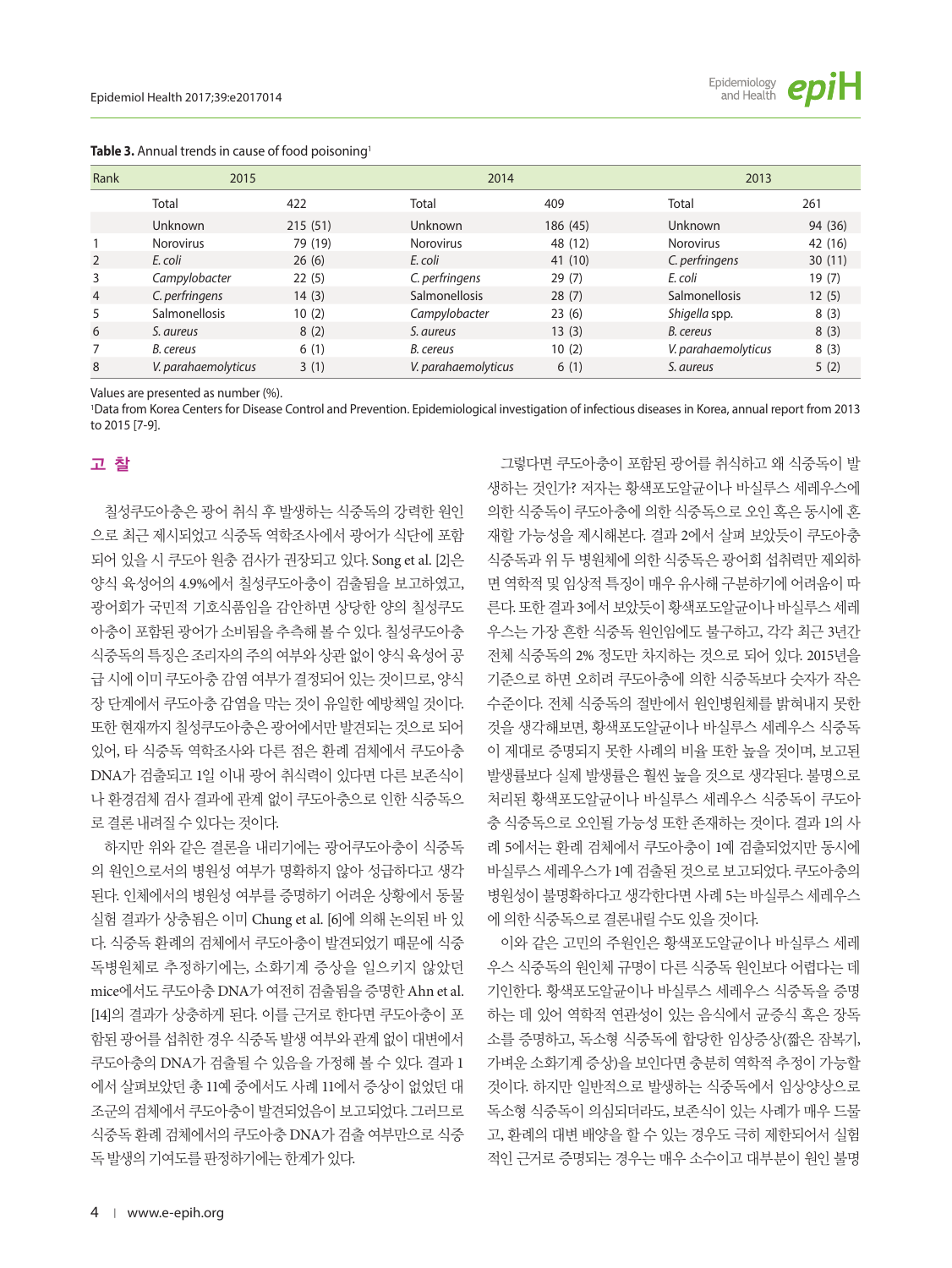**Table 3.** Annual trends in cause of food poisoning[1]

| Rank | 2015 | | 2014 | | 2013 | |
|---|---|---|---|---|---|---|
| | Total | 422 | Total | 409 | Total | 261 |
| | Unknown | 215 (51) | Unknown | 186 (45) | Unknown | 94 (36) |
| 1 | Norovirus | 79 (19) | Norovirus | 48 (12) | Norovirus | 42 (16) |
| 2 | *E. coli* | 26 (6) | *E. coli* | 41 (10) | *C. perfringens* | 30 (11) |
| 3 | *Campylobacter* | 22 (5) | *C. perfringens* | 29 (7) | *E. coli* | 19 (7) |
| 4 | *C. perfringens* | 14 (3) | Salmonellosis | 28 (7) | Salmonellosis | 12 (5) |
| 5 | Salmonellosis | 10 (2) | *Campylobacter* | 23 (6) | *Shigella* spp. | 8 (3) |
| 6 | *S. aureus* | 8 (2) | *S. aureus* | 13 (3) | *B. cereus* | 8 (3) |
| 7 | *B. cereus* | 6 (1) | *B. cereus* | 10 (2) | *V. parahaemolyticus* | 8 (3) |
| 8 | *V. parahaemolyticus* | 3 (1) | *V. parahaemolyticus* | 6 (1) | *S. aureus* | 5 (2) |

Values are presented as number (%).
[1]Data from Korea Centers for Disease Control and Prevention. Epidemiological investigation of infectious diseases in Korea, annual report from 2013 to 2015 [7-9].

## 고 찰

칠성쿠도아충은 광어 취식 후 발생하는 식중독의 강력한 원인으로 최근 제시되었고 식중독 역학조사에서 광어가 식단에 포함되어 있을 시 쿠도아 원충 검사가 권장되고 있다. Song et al. [2]은 양식 육성어의 4.9%에서 칠성쿠도아충이 검출됨을 보고하였고, 광어회가 국민적 기호식품임을 감안하면 상당한 양의 칠성쿠도아충이 포함된 광어가 소비됨을 추측해 볼 수 있다. 칠성쿠도아충 식중독의 특징은 조리자의 주의 여부와 상관 없이 양식 육성어 공급 시에 이미 쿠도아충 감염 여부가 결정되어 있는 것이므로, 양식장 단계에서 쿠도아충 감염을 막는 것이 유일한 예방책일 것이다. 또한 현재까지 칠성쿠도아충은 광어에서만 발견되는 것으로 되어 있어, 타 식중독 역학조사와 다른 점은 환례 검체에서 쿠도아충 DNA가 검출되고 1일 이내 광어 취식력이 있다면 다른 보존식이나 환경검체 검사 결과에 관계 없이 쿠도아충으로 인한 식중독으로 결론 내려질 수 있다는 것이다.

하지만 위와 같은 결론을 내리기에는 광어쿠도아충이 식중독의 원인으로서의 병원성 여부가 명확하지 않아 성급하다고 생각된다. 인체에서의 병원성 여부를 증명하기 어려운 상황에서 동물실험 결과가 상충됨은 이미 Chung et al. [6]에 의해 논의된 바 있다. 식중독 환례의 검체에서 쿠도아충이 발견되었기 때문에 식중독병원체로 추정하기에는, 소화기계 증상을 일으키지 않았던 mice에서도 쿠도아충 DNA가 여전히 검출됨을 증명한 Ahn et al. [14]의 결과가 상충하게 된다. 이를 근거로 한다면 쿠도아충이 포함된 광어를 섭취한 경우 식중독 발생 여부와 관계 없이 대변에서 쿠도아충의 DNA가 검출될 수 있음을 가정해 볼 수 있다. 결과 1에서 살펴보았던 총 11예 중에서도 사례 11에서 증상이 없었던 대조군의 검체에서 쿠도아충이 발견되었음이 보고되었다. 그러므로 식중독 환례 검체에서의 쿠도아충 DNA가 검출 여부만으로 식중독 발생의 기여도를 판정하기에는 한계가 있다.

그렇다면 쿠도아충이 포함된 광어를 취식하고 왜 식중독이 발생하는 것인가? 저자는 황색포도알균이나 바실루스 세레우스에 의한 식중독이 쿠도아충에 의한 식중독으로 오인 혹은 동시에 혼재할 가능성을 제시해본다. 결과 2에서 살펴 보았듯이 쿠도아충 식중독과 위 두 병원체에 의한 식중독은 광어회 섭취력만 제외하면 역학적 및 임상적 특징이 매우 유사해 구분하기에 어려움이 따른다. 또한 결과 3에서 보았듯이 황색포도알균이나 바실루스 세레우스는 가장 흔한 식중독 원인임에도 불구하고, 각각 최근 3년간 전체 식중독의 2% 정도만 차지하는 것으로 되어 있다. 2015년을 기준으로 하면 오히려 쿠도아충에 의한 식중독보다 숫자가 작은 수준이다. 전체 식중독의 절반에서 원인병원체를 밝혀내지 못한 것을 생각해보면, 황색포도알균이나 바실루스 세레우스 식중독이 제대로 증명되지 못한 사례의 비율 또한 높을 것이며, 보고된 발생률보다 실제 발생률은 훨씬 높을 것으로 생각된다. 불명으로 처리된 황색포도알균이나 바실루스 세레우스 식중독이 쿠도아충 식중독으로 오인될 가능성 또한 존재하는 것이다. 결과 1의 사례 5에서는 환례 검체에서 쿠도아충이 1예 검출되었지만 동시에 바실루스 세레우스가 1예 검출된 것으로 보고되었다. 쿠도아충의 병원성이 불명확하다고 생각한다면 사례 5는 바실루스 세레우스에 의한 식중독으로 결론내릴 수도 있을 것이다.

이와 같은 고민의 주원인은 황색포도알균이나 바실루스 세레우스 식중독의 원인체 규명이 다른 식중독 원인보다 어렵다는 데 기인한다. 황색포도알균이나 바실루스 세레우스 식중독을 증명하는 데 있어 역학적 연관성이 있는 음식에서 균증식 혹은 장독소를 증명하고, 독소형 식중독에 합당한 임상증상(짧은 잠복기, 가벼운 소화기계 증상)을 보인다면 충분히 역학적 추정이 가능할 것이다. 하지만 일반적으로 발생하는 식중독에서 임상양상으로 독소형 식중독이 의심되더라도, 보존식이 있는 사례가 매우 드물고, 환례의 대변 배양을 할 수 있는 경우도 극히 제한되어서 실험적인 근거로 증명되는 경우는 매우 소수이고 대부분이 원인 불명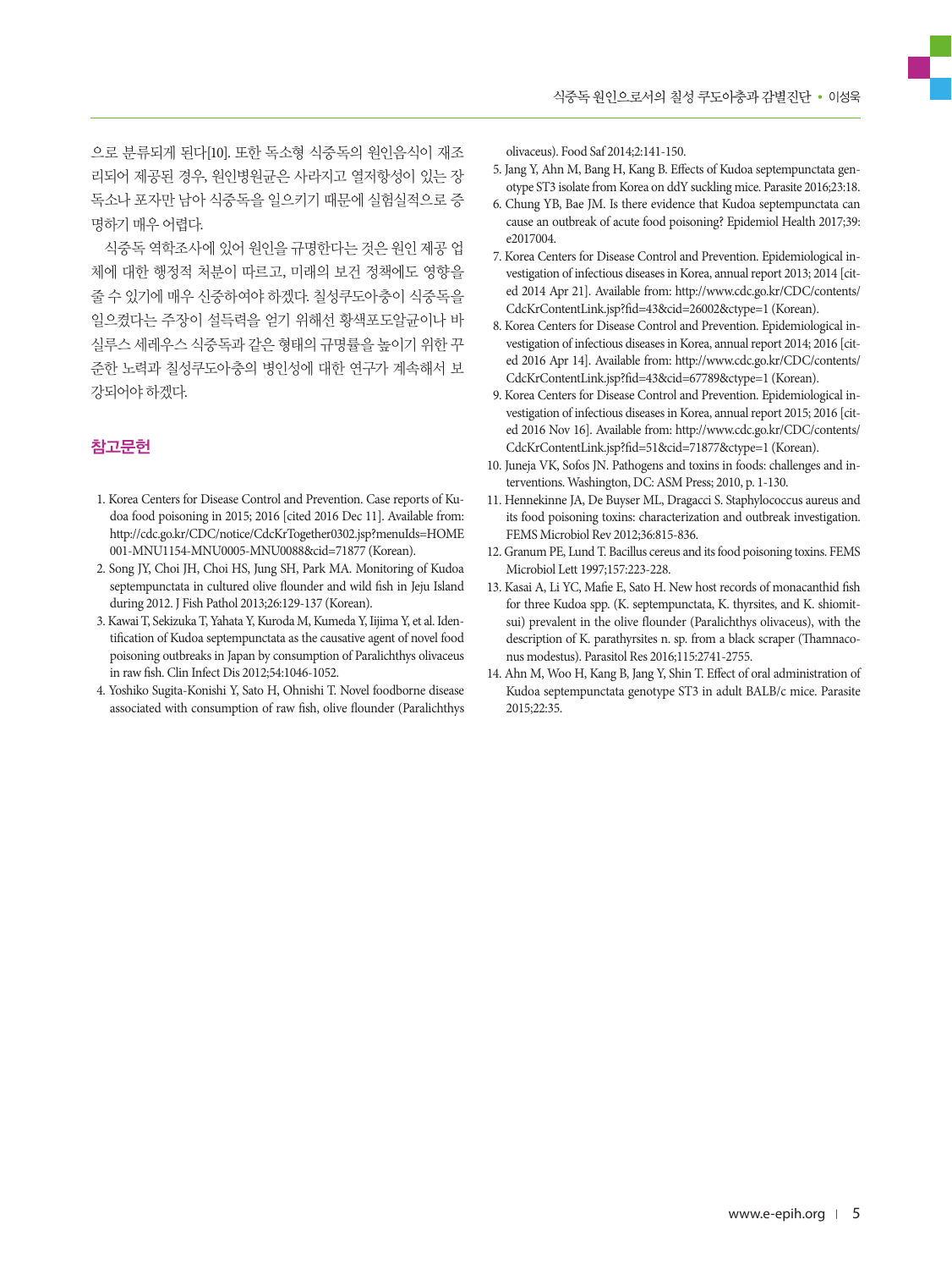으로 분류되게 된다[10]. 또한 독소형 식중독의 원인음식이 재조리되어 제공된 경우, 원인병원균은 사라지고 열저항성이 있는 장독소나 포자만 남아 식중독을 일으키기 때문에 실험실적으로 증명하기 매우 어렵다.

식중독 역학조사에 있어 원인을 규명한다는 것은 원인 제공 업체에 대한 행정적 처분이 따르고, 미래의 보건 정책에도 영향을 줄 수 있기에 매우 신중하여야 하겠다. 칠성쿠도아충이 식중독을 일으켰다는 주장이 설득력을 얻기 위해선 황색포도알균이나 바실루스 세레우스 식중독과 같은 형태의 규명률을 높이기 위한 꾸준한 노력과 칠성쿠도아충의 병인성에 대한 연구가 계속해서 보강되어야 하겠다.

## 참고문헌

1. Korea Centers for Disease Control and Prevention. Case reports of Kudoa food poisoning in 2015; 2016 [cited 2016 Dec 11]. Available from: http://cdc.go.kr/CDC/notice/CdcKrTogether0302.jsp?menuIds=HOME001-MNU1154-MNU0005-MNU0088&cid=71877 (Korean).
2. Song JY, Choi JH, Choi HS, Jung SH, Park MA. Monitoring of Kudoa septempunctata in cultured olive flounder and wild fish in Jeju Island during 2012. J Fish Pathol 2013;26:129-137 (Korean).
3. Kawai T, Sekizuka T, Yahata Y, Kuroda M, Kumeda Y, Iijima Y, et al. Identification of Kudoa septempunctata as the causative agent of novel food poisoning outbreaks in Japan by consumption of Paralichthys olivaceus in raw fish. Clin Infect Dis 2012;54:1046-1052.
4. Yoshiko Sugita-Konishi Y, Sato H, Ohnishi T. Novel foodborne disease associated with consumption of raw fish, olive flounder (Paralichthys olivaceus). Food Saf 2014;2:141-150.
5. Jang Y, Ahn M, Bang H, Kang B. Effects of Kudoa septempunctata genotype ST3 isolate from Korea on ddY suckling mice. Parasite 2016;23:18.
6. Chung YB, Bae JM. Is there evidence that Kudoa septempunctata can cause an outbreak of acute food poisoning? Epidemiol Health 2017;39:e2017004.
7. Korea Centers for Disease Control and Prevention. Epidemiological investigation of infectious diseases in Korea, annual report 2013; 2014 [cited 2014 Apr 21]. Available from: http://www.cdc.go.kr/CDC/contents/CdcKrContentLink.jsp?fid=43&cid=26002&ctype=1 (Korean).
8. Korea Centers for Disease Control and Prevention. Epidemiological investigation of infectious diseases in Korea, annual report 2014; 2016 [cited 2016 Apr 14]. Available from: http://www.cdc.go.kr/CDC/contents/CdcKrContentLink.jsp?fid=43&cid=67789&ctype=1 (Korean).
9. Korea Centers for Disease Control and Prevention. Epidemiological investigation of infectious diseases in Korea, annual report 2015; 2016 [cited 2016 Nov 16]. Available from: http://www.cdc.go.kr/CDC/contents/CdcKrContentLink.jsp?fid=51&cid=71877&ctype=1 (Korean).
10. Juneja VK, Sofos JN. Pathogens and toxins in foods: challenges and interventions. Washington, DC: ASM Press; 2010, p. 1-130.
11. Hennekinne JA, De Buyser ML, Dragacci S. Staphylococcus aureus and its food poisoning toxins: characterization and outbreak investigation. FEMS Microbiol Rev 2012;36:815-836.
12. Granum PE, Lund T. Bacillus cereus and its food poisoning toxins. FEMS Microbiol Lett 1997;157:223-228.
13. Kasai A, Li YC, Mafie E, Sato H. New host records of monacanthid fish for three Kudoa spp. (K. septempunctata, K. thyrsites, and K. shiomitsui) prevalent in the olive flounder (Paralichthys olivaceus), with the description of K. parathyrsites n. sp. from a black scraper (Thamnaconus modestus). Parasitol Res 2016;115:2741-2755.
14. Ahn M, Woo H, Kang B, Jang Y, Shin T. Effect of oral administration of Kudoa septempunctata genotype ST3 in adult BALB/c mice. Parasite 2015;22:35.